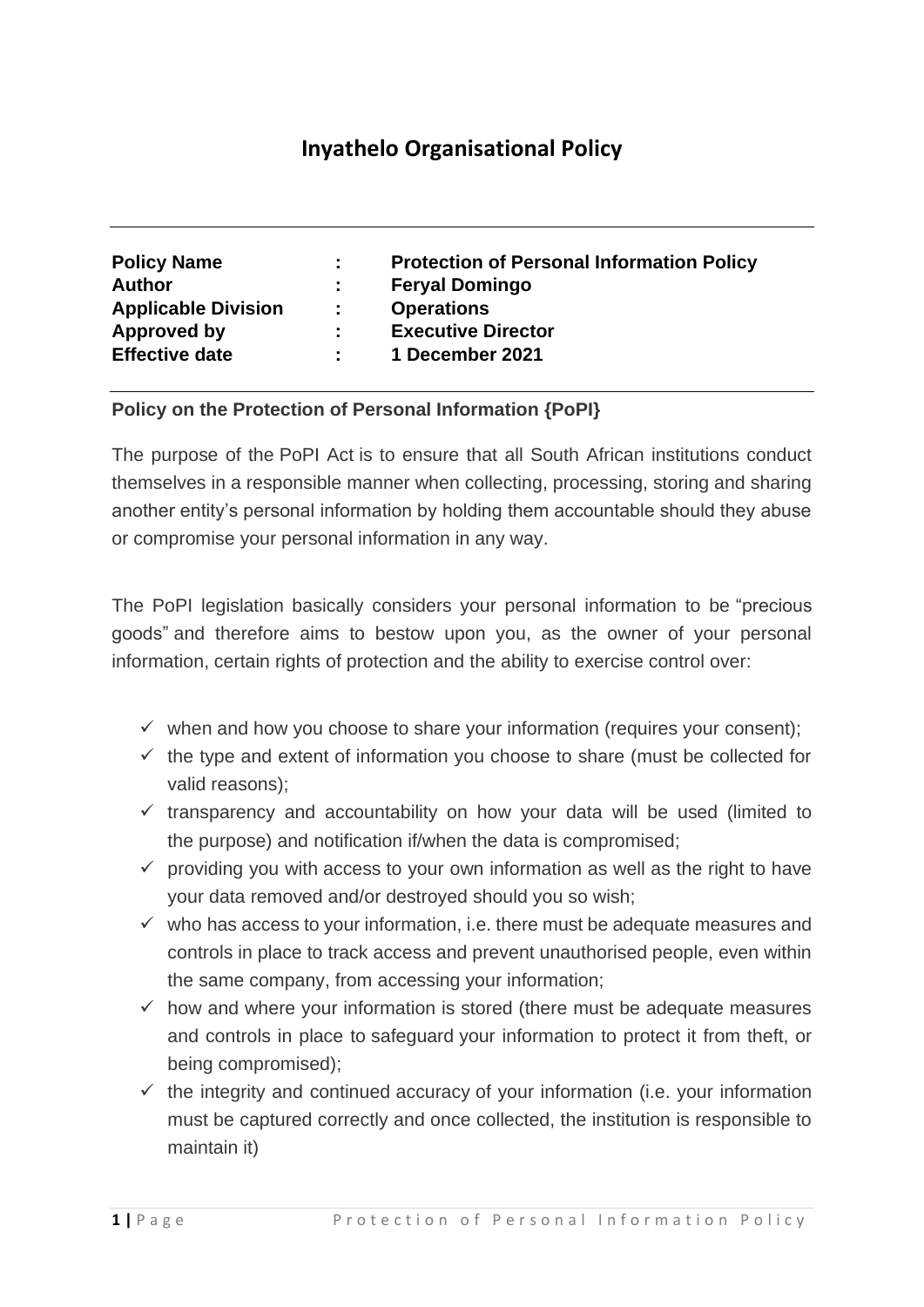# Inyathelo Organisational Policy

| | | |
|---|---|---|
| **Policy Name** | **:** | **Protection of Personal Information Policy** |
| **Author** | **:** | **Feryal Domingo** |
| **Applicable Division** | **:** | **Operations** |
| **Approved by** | **:** | **Executive Director** |
| **Effective date** | **:** | **1 December 2021** |

**Policy on the Protection of Personal Information {PoPI}**

The purpose of the PoPI Act is to ensure that all South African institutions conduct themselves in a responsible manner when collecting, processing, storing and sharing another entity's personal information by holding them accountable should they abuse or compromise your personal information in any way.

The PoPI legislation basically considers your personal information to be "precious goods" and therefore aims to bestow upon you, as the owner of your personal information, certain rights of protection and the ability to exercise control over:

- ✓ when and how you choose to share your information (requires your consent);
- ✓ the type and extent of information you choose to share (must be collected for valid reasons);
- ✓ transparency and accountability on how your data will be used (limited to the purpose) and notification if/when the data is compromised;
- ✓ providing you with access to your own information as well as the right to have your data removed and/or destroyed should you so wish;
- ✓ who has access to your information, i.e. there must be adequate measures and controls in place to track access and prevent unauthorised people, even within the same company, from accessing your information;
- ✓ how and where your information is stored (there must be adequate measures and controls in place to safeguard your information to protect it from theft, or being compromised);
- ✓ the integrity and continued accuracy of your information (i.e. your information must be captured correctly and once collected, the institution is responsible to maintain it)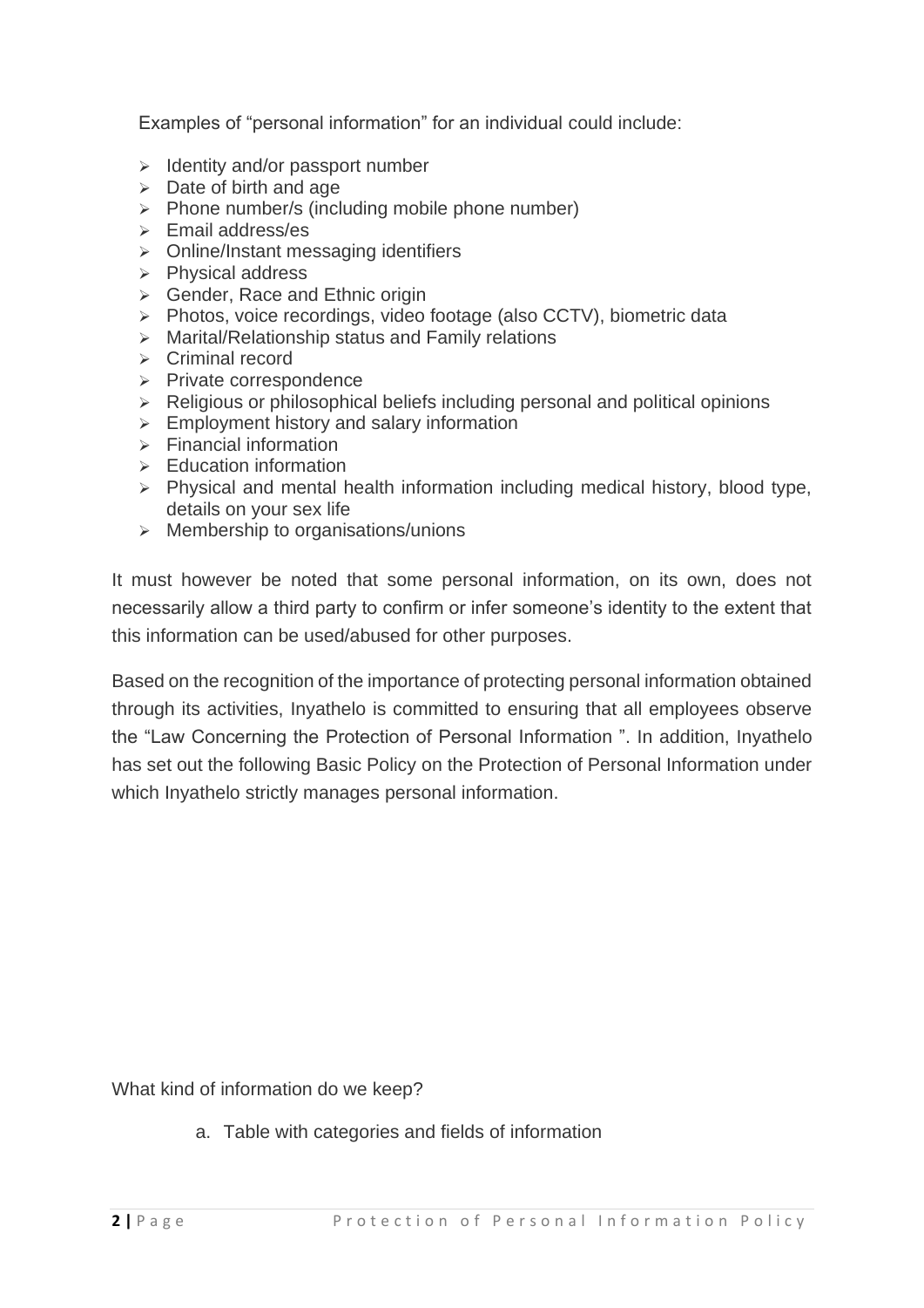Examples of "personal information" for an individual could include:

- Identity and/or passport number
- Date of birth and age
- Phone number/s (including mobile phone number)
- Email address/es
- Online/Instant messaging identifiers
- Physical address
- Gender, Race and Ethnic origin
- Photos, voice recordings, video footage (also CCTV), biometric data
- Marital/Relationship status and Family relations
- Criminal record
- Private correspondence
- Religious or philosophical beliefs including personal and political opinions
- Employment history and salary information
- Financial information
- Education information
- Physical and mental health information including medical history, blood type, details on your sex life
- Membership to organisations/unions

It must however be noted that some personal information, on its own, does not necessarily allow a third party to confirm or infer someone's identity to the extent that this information can be used/abused for other purposes.

Based on the recognition of the importance of protecting personal information obtained through its activities, Inyathelo is committed to ensuring that all employees observe the "Law Concerning the Protection of Personal Information ". In addition, Inyathelo has set out the following Basic Policy on the Protection of Personal Information under which Inyathelo strictly manages personal information.

What kind of information do we keep?

a. Table with categories and fields of information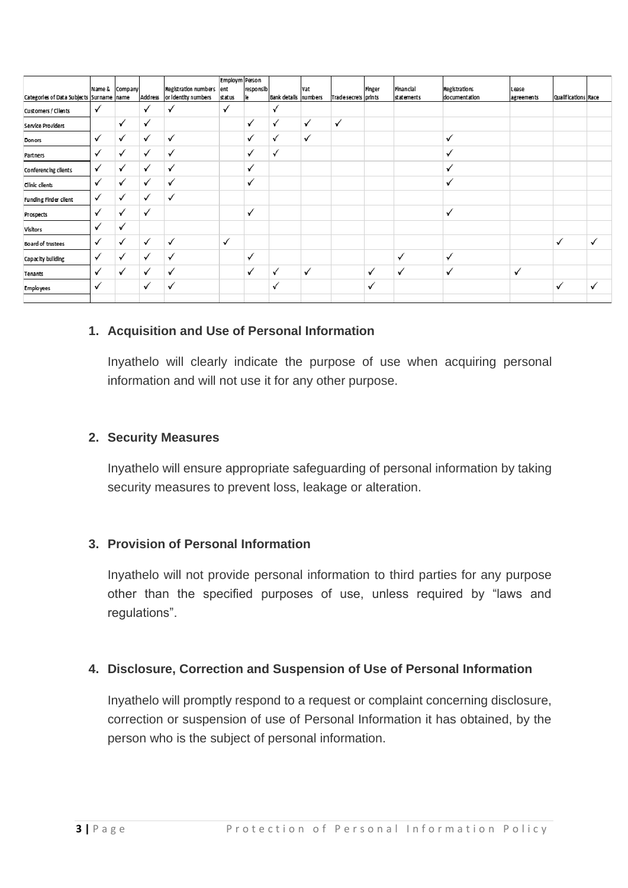| Categories of Data Subjects | Name & Surname | Company name | Address | Registration numbers or identity numbers | Employment status | Person responsible | Bank details | Vat numbers | Trade secrets | Finger prints | Financial statements | Registrations documentation | Lease agreements | Qualifications | Race |
|---|---|---|---|---|---|---|---|---|---|---|---|---|---|---|---|
| Customers / Clients | ✓ | | ✓ | ✓ | ✓ | | ✓ | | | | | | | | |
| Service Providers | | ✓ | ✓ | | | ✓ | ✓ | ✓ | ✓ | | | | | | |
| Donors | ✓ | ✓ | ✓ | ✓ | | ✓ | ✓ | ✓ | | | | ✓ | | | |
| Partners | ✓ | ✓ | ✓ | ✓ | | ✓ | ✓ | | | | | ✓ | | | |
| Conferencing clients | ✓ | ✓ | ✓ | ✓ | | ✓ | | | | | | ✓ | | | |
| Clinic clients | ✓ | ✓ | ✓ | ✓ | | ✓ | | | | | | ✓ | | | |
| Funding Finder client | ✓ | ✓ | ✓ | ✓ | | | | | | | | | | | |
| Prospects | ✓ | ✓ | ✓ | | | ✓ | | | | | | ✓ | | | |
| Visitors | ✓ | ✓ | | | | | | | | | | | | | |
| Board of trustees | ✓ | ✓ | ✓ | ✓ | ✓ | | | | | | | | | ✓ | ✓ |
| Capacity building | ✓ | ✓ | ✓ | ✓ | | ✓ | | | | | ✓ | ✓ | | | |
| Tenants | ✓ | ✓ | ✓ | ✓ | | ✓ | ✓ | ✓ | | ✓ | ✓ | ✓ | ✓ | | |
| Employees | ✓ | | ✓ | ✓ | | | ✓ | | | ✓ | | | | ✓ | ✓ |

1. **Acquisition and Use of Personal Information**

   Inyathelo will clearly indicate the purpose of use when acquiring personal information and will not use it for any other purpose.

2. **Security Measures**

   Inyathelo will ensure appropriate safeguarding of personal information by taking security measures to prevent loss, leakage or alteration.

3. **Provision of Personal Information**

   Inyathelo will not provide personal information to third parties for any purpose other than the specified purposes of use, unless required by "laws and regulations".

4. **Disclosure, Correction and Suspension of Use of Personal Information**

   Inyathelo will promptly respond to a request or complaint concerning disclosure, correction or suspension of use of Personal Information it has obtained, by the person who is the subject of personal information.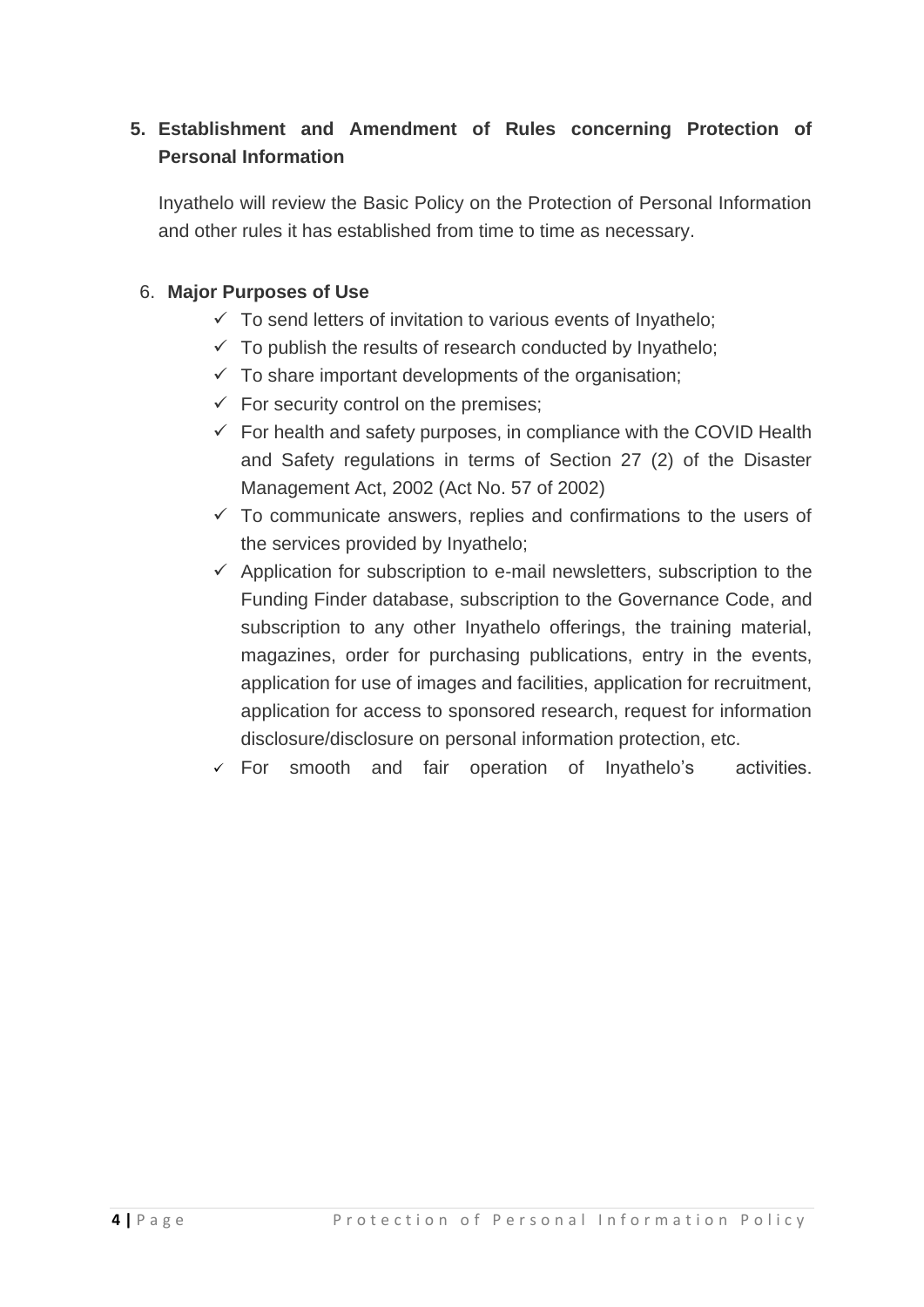5. **Establishment and Amendment of Rules concerning Protection of Personal Information**

   Inyathelo will review the Basic Policy on the Protection of Personal Information and other rules it has established from time to time as necessary.

6. **Major Purposes of Use**
   - ✓ To send letters of invitation to various events of Inyathelo;
   - ✓ To publish the results of research conducted by Inyathelo;
   - ✓ To share important developments of the organisation;
   - ✓ For security control on the premises;
   - ✓ For health and safety purposes, in compliance with the COVID Health and Safety regulations in terms of Section 27 (2) of the Disaster Management Act, 2002 (Act No. 57 of 2002)
   - ✓ To communicate answers, replies and confirmations to the users of the services provided by Inyathelo;
   - ✓ Application for subscription to e-mail newsletters, subscription to the Funding Finder database, subscription to the Governance Code, and subscription to any other Inyathelo offerings, the training material, magazines, order for purchasing publications, entry in the events, application for use of images and facilities, application for recruitment, application for access to sponsored research, request for information disclosure/disclosure on personal information protection, etc.
   - ✓ For smooth and fair operation of Inyathelo's activities.